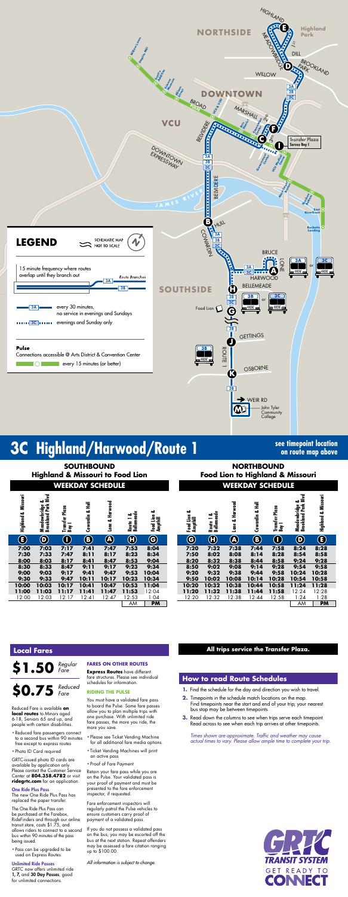NORTHSIDE

DOWNTOWN

VCU

SOUTHSIDE

HIGHLAND

Highland Park

MEADOWBRIDGE

1ST

DILL

BROOKLAND PARK

WILLOW

BROAD

MARSHALL

BELVIDERE

DOWNTOWN EXPRESSWAY

JAMES RIVER

HULL

COWARDIN

BRUCE

LONE

HARWOOD

BELLEMEADE

Food Lion

GETTINGS

ROUTE 1

OSBORNE

WEIR RD

John Tyler Community College

Transfer Plaza
Serves Bay I

East Riverfront

Rocketts Landing

3A 3B 3C

## LEGEND

SCHEMATIC MAP NOT TO SCALE

15 minute frequency where routes overlap until they branch out — Route Branches 3A, 3B

3A — every 30 minutes, no service in evenings and Sundays

3C — evenings and Sunday only

**Pulse**
Connections accessible @ Arts District & Convention Center
every 15 minutes (or better)

# 3C Highland/Harwood/Route 1

**see timepoint location on route map above**

## SOUTHBOUND
### Highland & Missouri to Food Lion
### WEEKDAY SCHEDULE

| Highland & Missouri | Meadowbridge & Brookland Park Blvd | Transfer Plaza Bay I | Cowardin & Hull | Lone & Harwood | Route 1 & Bellemeade | Food Lion & Ampthill |
|---|---|---|---|---|---|---|
| E | D | I | B | A | H | G |
| 7:00 | 7:03 | 7:17 | 7:41 | 7:47 | 7:53 | 8:04 |
| 7:30 | 7:33 | 7:47 | 8:11 | 8:17 | 8:23 | 8:34 |
| 8:00 | 8:03 | 8:17 | 8:41 | 8:47 | 8:53 | 9:04 |
| 8:30 | 8:33 | 8:47 | 9:11 | 9:17 | 9:23 | 9:34 |
| 9:00 | 9:03 | 9:17 | 9:41 | 9:47 | 9:53 | 10:04 |
| 9:30 | 9:33 | 9:47 | 10:11 | 10:17 | 10:23 | 10:34 |
| 10:00 | 10:03 | 10:17 | 10:41 | 10:47 | 10:53 | 11:04 |
| 11:00 | 11:03 | 11:17 | 11:41 | 11:47 | 11:53 | 12:04 |
| 12:00 | 12:03 | 12:17 | 12:41 | 12:47 | 12:53 | 1:04 |
| | | | | | AM | PM |

## NORTHBOUND
### Food Lion to Highland & Missouri
### WEEKDAY SCHEDULE

| Food Lion & Ampthill | Route 1 & Bellemeade | Lone & Harwood | Cowardin & Hull | Transfer Plaza Bay I | Meadowbridge & Brookland Park Blvd | Highland & Missouri |
|---|---|---|---|---|---|---|
| G | H | A | B | I | D | E |
| 7:20 | 7:32 | 7:38 | 7:44 | 7:58 | 8:24 | 8:28 |
| 7:50 | 8:02 | 8:08 | 8:14 | 8:28 | 8:54 | 8:58 |
| 8:20 | 8:32 | 8:38 | 8:44 | 8:58 | 9:24 | 9:28 |
| 8:50 | 9:02 | 9:08 | 9:14 | 9:28 | 9:54 | 9:58 |
| 9:20 | 9:32 | 9:38 | 9:44 | 9:58 | 10:24 | 10:28 |
| 9:50 | 10:02 | 10:08 | 10:14 | 10:28 | 10:54 | 10:58 |
| 10:20 | 10:32 | 10:38 | 10:44 | 10:58 | 11:24 | 11:28 |
| 11:20 | 11:32 | 11:38 | 11:44 | 11:58 | 12:24 | 12:28 |
| 12:20 | 12:32 | 12:38 | 12:44 | 12:58 | 1:24 | 1:28 |
| | | | | | AM | PM |

**All trips service the Transfer Plaza.**

## Local Fares

**$1.50** *Regular Fare*

**$0.75** *Reduced Fare*

Reduced Fare is available **on local routes** to Minors aged 6-18, Seniors 65 and up, and people with certain disabilities.

- Reduced fare passengers connect to a second bus within 90 minutes free except to express routes
- Photo ID Card required

GRTC-issued photo ID cards are available by application only. Please contact the Customer Service Center at **804.358.4782** or visit **ridegrtc.com** for an application.

**One Ride Plus Pass**
The new One Ride Plus Pass has replaced the paper transfer.

The One Ride Plus Pass can be purchased at the Farebox, RideFinders and through our online transit store, costs $1.75, and allows riders to connect to a second bus within 90 minutes of the pass being issued.

- Pass can be upgraded to be used on Express Routes.

**Unlimited Ride Passes**
GRTC now offers unlimited ride **1, 7,** and **30 Day Passes**, good for unlimited connections.

**FARES ON OTHER ROUTES**

**Express Routes** have different fare structures. Please see individual schedules for information.

**RIDING THE PULSE**

You must have a validated fare pass to board the Pulse. Some fare passes allow you to plan multiple trips with one purchase. With unlimited ride fare passes, the more you ride, the more you save.

- Please see Ticket Vending Machine for all additional fare media options.
- Ticket Vending Machines will print an active pass
- Proof of Fare Payment

Retain your fare pass while you are on the Pulse. Your validated pass is your proof of payment and must be presented to the fare enforcement inspector, if requested.

Fare enforcement inspectors will regularly patrol the Pulse vehicles to ensure customers carry proof of payment of a validated pass.

If you do not possess a validated pass on the bus, you may be escorted off the bus at the next station. Repeat offenders may be assessed a fare citation ranging up to $100.00.

*All information is subject to change.*

## How to read Route Schedules

1. Find the schedule for the day and direction you wish to travel.
2. Timepoints in the schedule match locations on the map. Find timepoints near the start and end of your trip; your nearest bus stop may be between timepoints.
3. Read down the columns to see when trips serve each timepoint. Read across to see when each trip arrives at other timepoints.

*Times shown are approximate. Traffic and weather may cause actual times to vary. Please allow ample time to complete your trip.*

GRTC TRANSIT SYSTEM
GET READY TO CONNECT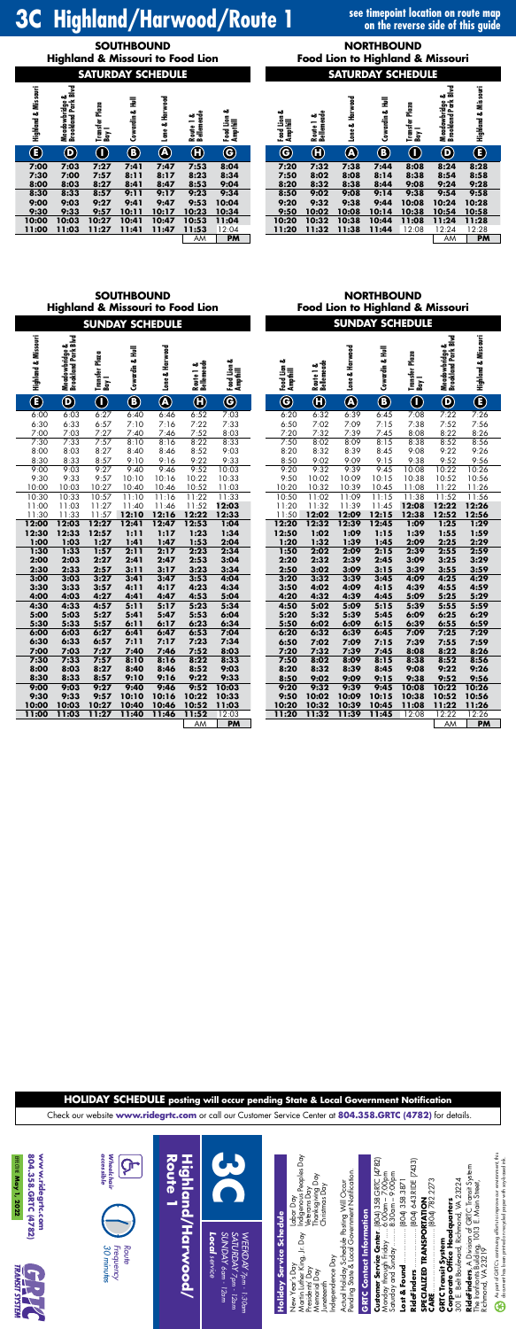# 3C Highland/Harwood/Route 1

see timepoint location on route map on the reverse side of this guide

## SOUTHBOUND
### Highland & Missouri to Food Lion
### SATURDAY SCHEDULE

| Highland & Missouri (E) | Meadowbridge & Brookland Park Blvd (D) | Transfer Plaza Bay I (I) | Cowardin & Hull (B) | Lane & Harwood (A) | Route 1 & Bellemeade (H) | Food Lion & Ampthill (G) |
|---|---|---|---|---|---|---|
| 7:00 | 7:03 | 7:27 | 7:41 | 7:47 | 7:53 | 8:04 |
| 7:30 | 7:00 | 7:57 | 8:11 | 8:17 | 8:23 | 8:34 |
| 8:00 | 8:03 | 8:27 | 8:41 | 8:47 | 8:53 | 9:04 |
| 8:30 | 8:33 | 8:57 | 9:11 | 9:17 | 9:23 | 9:34 |
| 9:00 | 9:03 | 9:27 | 9:41 | 9:47 | 9:53 | 10:04 |
| 9:30 | 9:33 | 9:57 | 10:11 | 10:17 | 10:23 | 10:34 |
| 10:00 | 10:03 | 10:27 | 10:41 | 10:47 | 10:53 | 11:04 |
| 11:00 | 11:03 | 11:27 | 11:41 | 11:47 | 11:53 | 12:04 |
| | | | | | AM | PM |

## NORTHBOUND
### Food Lion to Highland & Missouri
### SATURDAY SCHEDULE

| Food Lion & Ampthill (G) | Route 1 & Bellemeade (H) | Lane & Harwood (A) | Cowardin & Hull (B) | Transfer Plaza Bay I (I) | Meadowbridge & Brookland Park Blvd (D) | Highland & Missouri (E) |
|---|---|---|---|---|---|---|
| 7:20 | 7:32 | 7:38 | 7:44 | 8:08 | 8:24 | 8:28 |
| 7:50 | 8:02 | 8:08 | 8:14 | 8:38 | 8:54 | 8:58 |
| 8:20 | 8:32 | 8:38 | 8:44 | 9:08 | 9:24 | 9:28 |
| 8:50 | 9:02 | 9:08 | 9:14 | 9:38 | 9:54 | 9:58 |
| 9:20 | 9:32 | 9:38 | 9:44 | 10:08 | 10:24 | 10:28 |
| 9:50 | 10:02 | 10:08 | 10:14 | 10:38 | 10:54 | 10:58 |
| 10:20 | 10:32 | 10:38 | 10:44 | 11:08 | 11:24 | 11:28 |
| 11:20 | 11:32 | 11:38 | 11:44 | 12:08 | 12:24 | 12:28 |
| | | | | | AM | PM |

## SOUTHBOUND
### Highland & Missouri to Food Lion
### SUNDAY SCHEDULE

| Highland & Missouri (E) | Meadowbridge & Brookland Park Blvd (D) | Transfer Plaza Bay I (I) | Cowardin & Hull (B) | Lane & Harwood (A) | Route 1 & Bellemeade (H) | Food Lion & Ampthill (G) |
|---|---|---|---|---|---|---|
| 6:00 | 6:03 | 6:27 | 6:40 | 6:46 | 6:52 | 7:03 |
| 6:30 | 6:33 | 6:57 | 7:10 | 7:16 | 7:22 | 7:33 |
| 7:00 | 7:03 | 7:27 | 7:40 | 7:46 | 7:52 | 8:03 |
| 7:30 | 7:33 | 7:57 | 8:10 | 8:16 | 8:22 | 8:33 |
| 8:00 | 8:03 | 8:27 | 8:40 | 8:46 | 8:52 | 9:03 |
| 8:30 | 8:33 | 8:57 | 9:10 | 9:16 | 9:22 | 9:33 |
| 9:00 | 9:03 | 9:27 | 9:40 | 9:46 | 9:52 | 10:03 |
| 9:30 | 9:33 | 9:57 | 10:10 | 10:16 | 10:22 | 10:33 |
| 10:00 | 10:03 | 10:27 | 10:40 | 10:46 | 10:52 | 11:03 |
| 10:30 | 10:33 | 10:57 | 11:10 | 11:16 | 11:22 | 11:33 |
| 11:00 | 11:03 | 11:27 | 11:40 | 11:46 | 11:52 | 12:03 |
| 11:30 | 11:33 | 11:57 | 12:10 | 12:16 | 12:22 | 12:33 |
| 12:00 | 12:03 | 12:27 | 12:41 | 12:47 | 12:53 | 1:04 |
| 12:30 | 12:33 | 12:57 | 1:11 | 1:17 | 1:23 | 1:34 |
| 1:00 | 1:03 | 1:27 | 1:41 | 1:47 | 1:53 | 2:04 |
| 1:30 | 1:33 | 1:57 | 2:11 | 2:17 | 2:23 | 2:34 |
| 2:00 | 2:03 | 2:27 | 2:41 | 2:47 | 2:53 | 3:04 |
| 2:30 | 2:33 | 2:57 | 3:11 | 3:17 | 3:23 | 3:34 |
| 3:00 | 3:03 | 3:27 | 3:41 | 3:47 | 3:53 | 4:04 |
| 3:30 | 3:33 | 3:57 | 4:11 | 4:17 | 4:23 | 4:34 |
| 4:00 | 4:03 | 4:27 | 4:41 | 4:47 | 4:53 | 5:04 |
| 4:30 | 4:33 | 4:57 | 5:11 | 5:17 | 5:23 | 5:34 |
| 5:00 | 5:03 | 5:27 | 5:41 | 5:47 | 5:53 | 6:04 |
| 5:30 | 5:33 | 5:57 | 6:11 | 6:17 | 6:23 | 6:34 |
| 6:00 | 6:03 | 6:27 | 6:41 | 6:47 | 6:53 | 7:04 |
| 6:30 | 6:33 | 6:57 | 7:11 | 7:17 | 7:23 | 7:34 |
| 7:00 | 7:03 | 7:27 | 7:40 | 7:46 | 7:52 | 8:03 |
| 7:30 | 7:33 | 7:57 | 8:10 | 8:16 | 8:22 | 8:33 |
| 8:00 | 8:03 | 8:27 | 8:40 | 8:46 | 8:52 | 9:03 |
| 8:30 | 8:33 | 8:57 | 9:10 | 9:16 | 9:22 | 9:33 |
| 9:00 | 9:03 | 9:27 | 9:40 | 9:46 | 9:52 | 10:03 |
| 9:30 | 9:33 | 9:57 | 10:10 | 10:16 | 10:22 | 10:33 |
| 10:00 | 10:03 | 10:27 | 10:40 | 10:46 | 10:52 | 11:03 |
| 11:00 | 11:03 | 11:27 | 11:40 | 11:46 | 11:52 | 12:03 |
| | | | | | AM | PM |

## NORTHBOUND
### Food Lion to Highland & Missouri
### SUNDAY SCHEDULE

| Food Lion & Ampthill (G) | Route 1 & Bellemeade (H) | Lane & Harwood (A) | Cowardin & Hull (B) | Transfer Plaza Bay I (I) | Meadowbridge & Brookland Park Blvd (D) | Highland & Missouri (E) |
|---|---|---|---|---|---|---|
| 6:20 | 6:32 | 6:39 | 6:45 | 7:08 | 7:22 | 7:26 |
| 6:50 | 7:02 | 7:09 | 7:15 | 7:38 | 7:52 | 7:56 |
| 7:20 | 7:32 | 7:39 | 7:45 | 8:08 | 8:22 | 8:26 |
| 7:50 | 8:02 | 8:09 | 8:15 | 8:38 | 8:52 | 8:56 |
| 8:20 | 8:32 | 8:39 | 8:45 | 9:08 | 9:22 | 9:26 |
| 8:50 | 9:02 | 9:09 | 9:15 | 9:38 | 9:52 | 9:56 |
| 9:20 | 9:32 | 9:39 | 9:45 | 10:08 | 10:22 | 10:26 |
| 9:50 | 10:02 | 10:09 | 10:15 | 10:38 | 10:52 | 10:56 |
| 10:20 | 10:32 | 10:39 | 10:45 | 11:08 | 11:22 | 11:26 |
| 10:50 | 11:02 | 11:09 | 11:15 | 11:38 | 11:52 | 11:56 |
| 11:20 | 11:32 | 11:39 | 11:45 | 12:08 | 12:22 | 12:26 |
| 11:50 | 12:02 | 12:09 | 12:15 | 12:38 | 12:52 | 12:56 |
| 12:20 | 12:32 | 12:39 | 12:45 | 1:09 | 1:25 | 1:29 |
| 12:50 | 1:02 | 1:09 | 1:15 | 1:39 | 1:55 | 1:59 |
| 1:20 | 1:32 | 1:39 | 1:45 | 2:09 | 2:25 | 2:29 |
| 1:50 | 2:02 | 2:09 | 2:15 | 2:39 | 2:55 | 2:59 |
| 2:20 | 2:32 | 2:39 | 2:45 | 3:09 | 3:25 | 3:29 |
| 2:50 | 3:02 | 3:09 | 3:15 | 3:39 | 3:55 | 3:59 |
| 3:20 | 3:32 | 3:39 | 3:45 | 4:09 | 4:25 | 4:29 |
| 3:50 | 4:02 | 4:09 | 4:15 | 4:39 | 4:55 | 4:59 |
| 4:20 | 4:32 | 4:39 | 4:45 | 5:09 | 5:25 | 5:29 |
| 4:50 | 5:02 | 5:09 | 5:15 | 5:39 | 5:55 | 5:59 |
| 5:20 | 5:32 | 5:39 | 5:45 | 6:09 | 6:25 | 6:29 |
| 5:50 | 6:02 | 6:09 | 6:15 | 6:39 | 6:55 | 6:59 |
| 6:20 | 6:32 | 6:39 | 6:45 | 7:09 | 7:25 | 7:29 |
| 6:50 | 7:02 | 7:09 | 7:15 | 7:39 | 7:55 | 7:59 |
| 7:20 | 7:32 | 7:39 | 7:45 | 8:08 | 8:22 | 8:26 |
| 7:50 | 8:02 | 8:09 | 8:15 | 8:38 | 8:52 | 8:56 |
| 8:20 | 8:32 | 8:39 | 8:45 | 9:08 | 9:22 | 9:26 |
| 8:50 | 9:02 | 9:09 | 9:15 | 9:38 | 9:52 | 9:56 |
| 9:20 | 9:32 | 9:39 | 9:45 | 10:08 | 10:22 | 10:26 |
| 9:50 | 10:02 | 10:09 | 10:15 | 10:38 | 10:52 | 10:56 |
| 10:20 | 10:32 | 10:39 | 10:45 | 11:08 | 11:22 | 11:26 |
| 11:20 | 11:32 | 11:39 | 11:45 | 12:08 | 12:22 | 12:26 |
| | | | | | AM | PM |

**HOLIDAY SCHEDULE posting will occur pending State & Local Government Notification**

Check our website **www.ridegrtc.com** or call our Customer Service Center at **804.358.GRTC (4782)** for details.

## 3C Highland/Harwood/Route 1

WEEKDAY 5am – 1:30am
SATURDAY 7am – 12am
SUNDAY 6am – 12am

*Local service*

Route Frequency 30 minutes

Wheelchair accessible

www.ridegrtc.com
804.358.GRTC (4782)

BEGIN **May 1, 2022**

GRTC TRANSIT SYSTEM

### Holiday Service Schedule

New Year's Day
Martin Luther King, Jr. Day
Presidents' Day
Memorial Day
Juneteenth
Independence Day
Labor Day
Indigenous Peoples Day
Veterans Day
Thanksgiving Day
Christmas Day

Actual Holiday Schedule Posting Will Occur Pending State & Local Government Notification

### GRTC Contact Information

**Customer Service Center** . (804) 358-GRTC (4782)
Monday through Friday ........ 6:00am – 9:00pm
Saturday and Sunday ........... 8:30am – 9:00pm
**Lost & Found** ..................... (804) 358-3871
**RideFinders** ............ (804) 643-RIDE (7433)
**SPECIALIZED TRANSPORTATION**
**CARE** ............................ (804) 782-2273

**GRTC Transit System**
**Corporate Office Headquarters**
301 E. Belt Boulevard, Richmond, VA 23224
**RideFinders**, A Division of GRTC Transit System
The Ironfronts Building, 1013 E. Main Street, Richmond, VA 23219

As part of GRTC's continuing efforts to improve our environment, this document has been printed on recycled paper with soy-based ink.